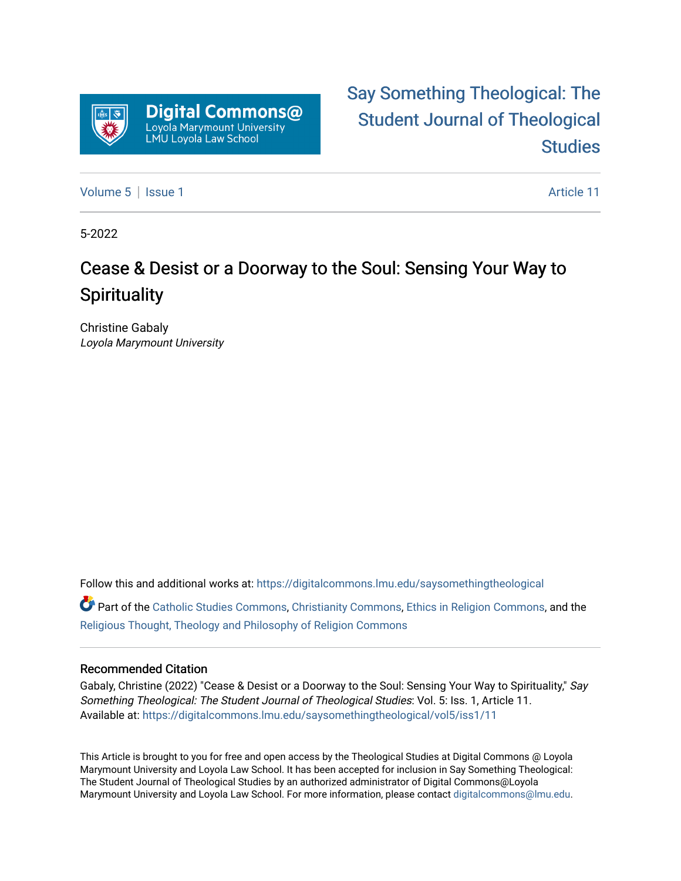Digital Commons@ Loyola Marymount University LMU Loyola Law School

Say Something Theological: The Student Journal of Theological Studies

Volume 5 | Issue 1 — Article 11

5-2022

# Cease & Desist or a Doorway to the Soul: Sensing Your Way to Spirituality

Christine Gabaly
*Loyola Marymount University*

Follow this and additional works at: https://digitalcommons.lmu.edu/saysomethingtheological

Part of the Catholic Studies Commons, Christianity Commons, Ethics in Religion Commons, and the Religious Thought, Theology and Philosophy of Religion Commons

## Recommended Citation

Gabaly, Christine (2022) "Cease & Desist or a Doorway to the Soul: Sensing Your Way to Spirituality," *Say Something Theological: The Student Journal of Theological Studies*: Vol. 5: Iss. 1, Article 11.
Available at: https://digitalcommons.lmu.edu/saysomethingtheological/vol5/iss1/11

This Article is brought to you for free and open access by the Theological Studies at Digital Commons @ Loyola Marymount University and Loyola Law School. It has been accepted for inclusion in Say Something Theological: The Student Journal of Theological Studies by an authorized administrator of Digital Commons@Loyola Marymount University and Loyola Law School. For more information, please contact digitalcommons@lmu.edu.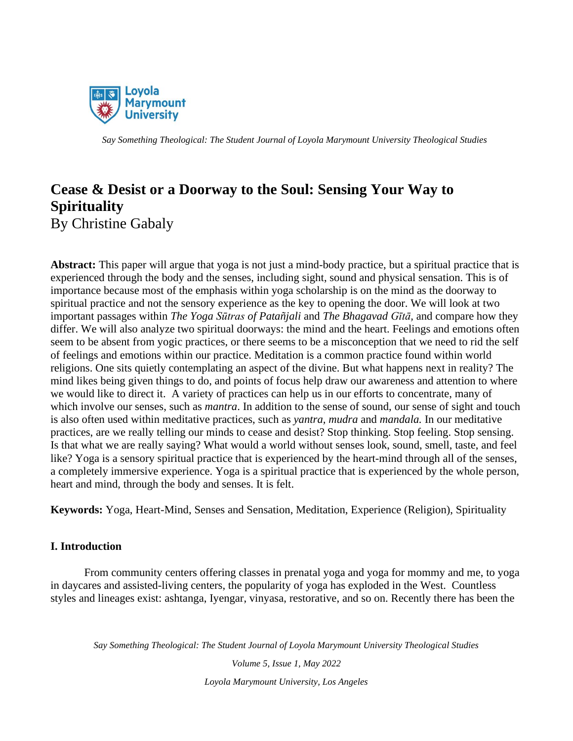# Cease & Desist or a Doorway to the Soul: Sensing Your Way to Spirituality

By Christine Gabaly

**Abstract:** This paper will argue that yoga is not just a mind-body practice, but a spiritual practice that is experienced through the body and the senses, including sight, sound and physical sensation. This is of importance because most of the emphasis within yoga scholarship is on the mind as the doorway to spiritual practice and not the sensory experience as the key to opening the door. We will look at two important passages within *The Yoga Sūtras of Patañjali* and *The Bhagavad Gītā*, and compare how they differ. We will also analyze two spiritual doorways: the mind and the heart. Feelings and emotions often seem to be absent from yogic practices, or there seems to be a misconception that we need to rid the self of feelings and emotions within our practice. Meditation is a common practice found within world religions. One sits quietly contemplating an aspect of the divine. But what happens next in reality? The mind likes being given things to do, and points of focus help draw our awareness and attention to where we would like to direct it. A variety of practices can help us in our efforts to concentrate, many of which involve our senses, such as *mantra*. In addition to the sense of sound, our sense of sight and touch is also often used within meditative practices, such as *yantra*, *mudra* and *mandala.* In our meditative practices, are we really telling our minds to cease and desist? Stop thinking. Stop feeling. Stop sensing. Is that what we are really saying? What would a world without senses look, sound, smell, taste, and feel like? Yoga is a sensory spiritual practice that is experienced by the heart-mind through all of the senses, a completely immersive experience. Yoga is a spiritual practice that is experienced by the whole person, heart and mind, through the body and senses. It is felt.

**Keywords:** Yoga, Heart-Mind, Senses and Sensation, Meditation, Experience (Religion), Spirituality

## I. Introduction

From community centers offering classes in prenatal yoga and yoga for mommy and me, to yoga in daycares and assisted-living centers, the popularity of yoga has exploded in the West. Countless styles and lineages exist: ashtanga, Iyengar, vinyasa, restorative, and so on. Recently there has been the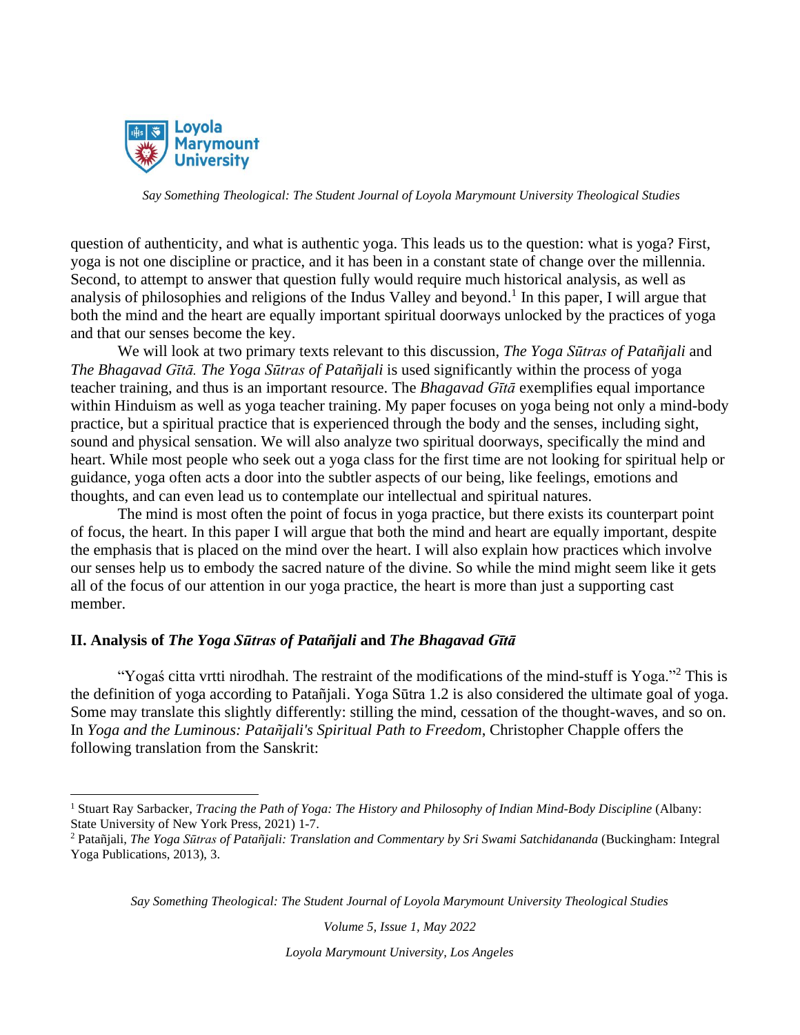question of authenticity, and what is authentic yoga. This leads us to the question: what is yoga? First, yoga is not one discipline or practice, and it has been in a constant state of change over the millennia. Second, to attempt to answer that question fully would require much historical analysis, as well as analysis of philosophies and religions of the Indus Valley and beyond.[1] In this paper, I will argue that both the mind and the heart are equally important spiritual doorways unlocked by the practices of yoga and that our senses become the key.

We will look at two primary texts relevant to this discussion, *The Yoga Sūtras of Patañjali* and *The Bhagavad Gītā. The Yoga Sūtras of Patañjali* is used significantly within the process of yoga teacher training, and thus is an important resource. The *Bhagavad Gītā* exemplifies equal importance within Hinduism as well as yoga teacher training. My paper focuses on yoga being not only a mind-body practice, but a spiritual practice that is experienced through the body and the senses, including sight, sound and physical sensation. We will also analyze two spiritual doorways, specifically the mind and heart. While most people who seek out a yoga class for the first time are not looking for spiritual help or guidance, yoga often acts a door into the subtler aspects of our being, like feelings, emotions and thoughts, and can even lead us to contemplate our intellectual and spiritual natures.

The mind is most often the point of focus in yoga practice, but there exists its counterpart point of focus, the heart. In this paper I will argue that both the mind and heart are equally important, despite the emphasis that is placed on the mind over the heart. I will also explain how practices which involve our senses help us to embody the sacred nature of the divine. So while the mind might seem like it gets all of the focus of our attention in our yoga practice, the heart is more than just a supporting cast member.

## II. Analysis of *The Yoga Sūtras of Patañjali* and *The Bhagavad Gītā*

"Yogaś citta vrtti nirodhah. The restraint of the modifications of the mind-stuff is Yoga."[2] This is the definition of yoga according to Patañjali. Yoga Sūtra 1.2 is also considered the ultimate goal of yoga. Some may translate this slightly differently: stilling the mind, cessation of the thought-waves, and so on. In *Yoga and the Luminous: Patañjali's Spiritual Path to Freedom*, Christopher Chapple offers the following translation from the Sanskrit:

---

[1] Stuart Ray Sarbacker, *Tracing the Path of Yoga: The History and Philosophy of Indian Mind-Body Discipline* (Albany: State University of New York Press, 2021) 1-7.

[2] Patañjali, *The Yoga Sūtras of Patañjali: Translation and Commentary by Sri Swami Satchidananda* (Buckingham: Integral Yoga Publications, 2013), 3.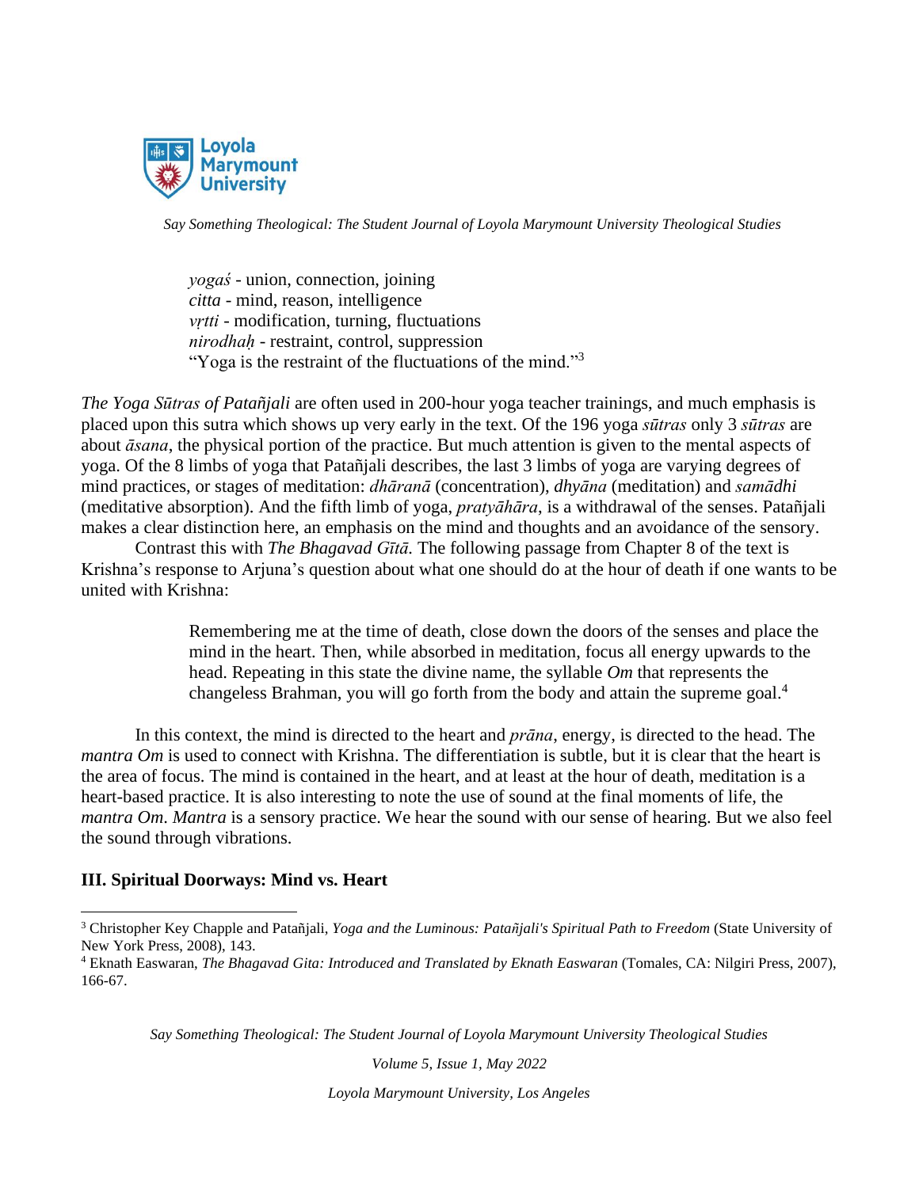*yogaś* - union, connection, joining
*citta* - mind, reason, intelligence
*vṛtti* - modification, turning, fluctuations
*nirodhaḥ* - restraint, control, suppression
"Yoga is the restraint of the fluctuations of the mind."[3]

*The Yoga Sūtras of Patañjali* are often used in 200-hour yoga teacher trainings, and much emphasis is placed upon this sutra which shows up very early in the text. Of the 196 yoga *sūtras* only 3 *sūtras* are about *āsana*, the physical portion of the practice. But much attention is given to the mental aspects of yoga. Of the 8 limbs of yoga that Patañjali describes, the last 3 limbs of yoga are varying degrees of mind practices, or stages of meditation: *dhāranā* (concentration), *dhyāna* (meditation) and *samādhi* (meditative absorption). And the fifth limb of yoga, *pratyāhāra*, is a withdrawal of the senses. Patañjali makes a clear distinction here, an emphasis on the mind and thoughts and an avoidance of the sensory.

Contrast this with *The Bhagavad Gītā.* The following passage from Chapter 8 of the text is Krishna's response to Arjuna's question about what one should do at the hour of death if one wants to be united with Krishna:

> Remembering me at the time of death, close down the doors of the senses and place the mind in the heart. Then, while absorbed in meditation, focus all energy upwards to the head. Repeating in this state the divine name, the syllable *Om* that represents the changeless Brahman, you will go forth from the body and attain the supreme goal.[4]

In this context, the mind is directed to the heart and *prāna*, energy, is directed to the head. The *mantra Om* is used to connect with Krishna. The differentiation is subtle, but it is clear that the heart is the area of focus. The mind is contained in the heart, and at least at the hour of death, meditation is a heart-based practice. It is also interesting to note the use of sound at the final moments of life, the *mantra Om*. *Mantra* is a sensory practice. We hear the sound with our sense of hearing. But we also feel the sound through vibrations.

## III. Spiritual Doorways: Mind vs. Heart

---

[3] Christopher Key Chapple and Patañjali, *Yoga and the Luminous: Patañjali's Spiritual Path to Freedom* (State University of New York Press, 2008), 143.

[4] Eknath Easwaran, *The Bhagavad Gita: Introduced and Translated by Eknath Easwaran* (Tomales, CA: Nilgiri Press, 2007), 166-67.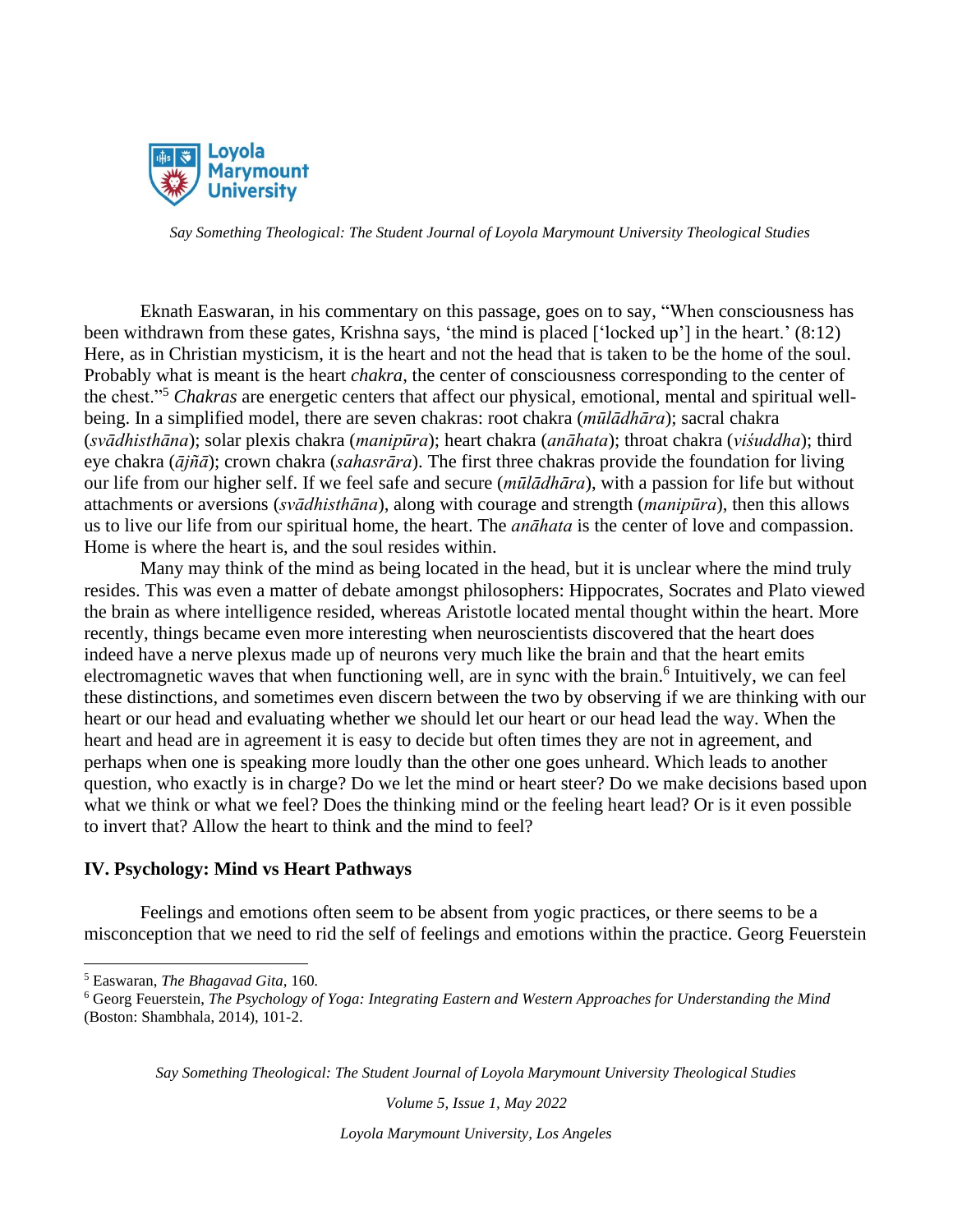Eknath Easwaran, in his commentary on this passage, goes on to say, "When consciousness has been withdrawn from these gates, Krishna says, 'the mind is placed ['locked up'] in the heart.' (8:12) Here, as in Christian mysticism, it is the heart and not the head that is taken to be the home of the soul. Probably what is meant is the heart *chakra*, the center of consciousness corresponding to the center of the chest."[5] *Chakras* are energetic centers that affect our physical, emotional, mental and spiritual well-being. In a simplified model, there are seven chakras: root chakra (*mūlādhāra*); sacral chakra (*svādhisthāna*); solar plexis chakra (*manipūra*); heart chakra (*anāhata*); throat chakra (*viśuddha*); third eye chakra (*ājñā*); crown chakra (*sahasrāra*). The first three chakras provide the foundation for living our life from our higher self. If we feel safe and secure (*mūlādhāra*), with a passion for life but without attachments or aversions (*svādhisthāna*), along with courage and strength (*manipūra*), then this allows us to live our life from our spiritual home, the heart. The *anāhata* is the center of love and compassion. Home is where the heart is, and the soul resides within.

Many may think of the mind as being located in the head, but it is unclear where the mind truly resides. This was even a matter of debate amongst philosophers: Hippocrates, Socrates and Plato viewed the brain as where intelligence resided, whereas Aristotle located mental thought within the heart. More recently, things became even more interesting when neuroscientists discovered that the heart does indeed have a nerve plexus made up of neurons very much like the brain and that the heart emits electromagnetic waves that when functioning well, are in sync with the brain.[6] Intuitively, we can feel these distinctions, and sometimes even discern between the two by observing if we are thinking with our heart or our head and evaluating whether we should let our heart or our head lead the way. When the heart and head are in agreement it is easy to decide but often times they are not in agreement, and perhaps when one is speaking more loudly than the other one goes unheard. Which leads to another question, who exactly is in charge? Do we let the mind or heart steer? Do we make decisions based upon what we think or what we feel? Does the thinking mind or the feeling heart lead? Or is it even possible to invert that? Allow the heart to think and the mind to feel?

## IV. Psychology: Mind vs Heart Pathways

Feelings and emotions often seem to be absent from yogic practices, or there seems to be a misconception that we need to rid the self of feelings and emotions within the practice. Georg Feuerstein

---

[5] Easwaran, *The Bhagavad Gita*, 160.

[6] Georg Feuerstein, *The Psychology of Yoga: Integrating Eastern and Western Approaches for Understanding the Mind* (Boston: Shambhala, 2014), 101-2.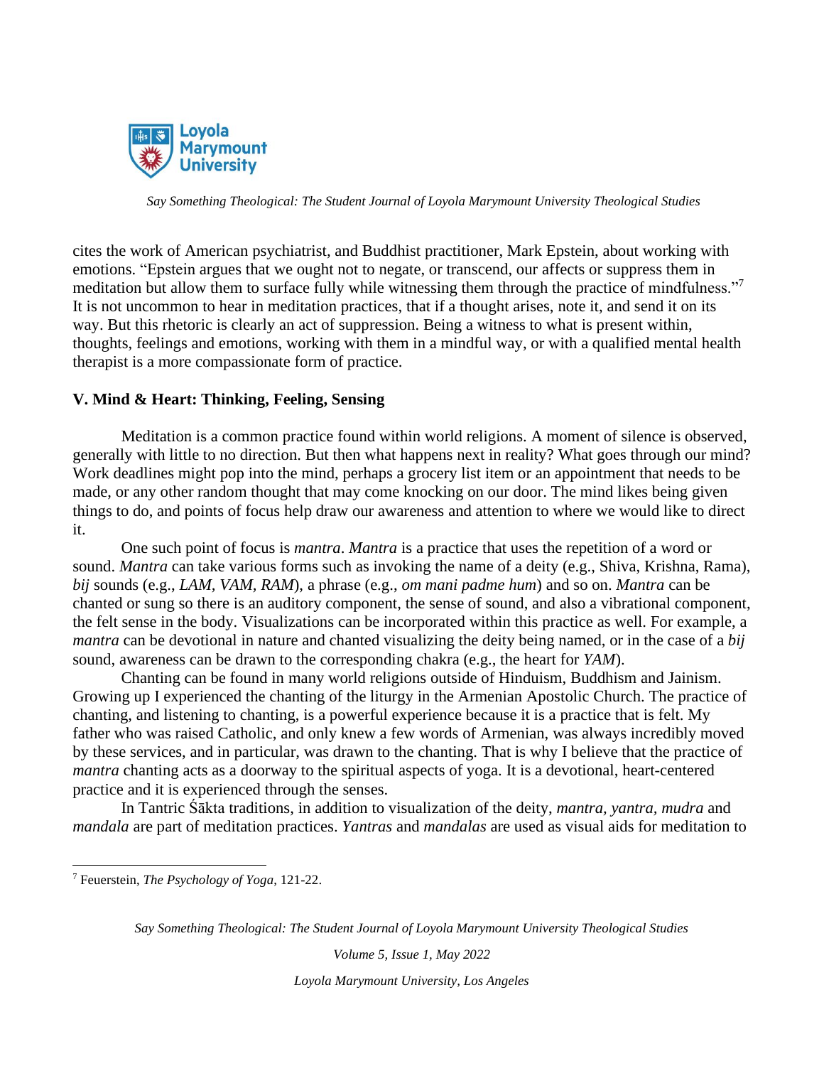cites the work of American psychiatrist, and Buddhist practitioner, Mark Epstein, about working with emotions. "Epstein argues that we ought not to negate, or transcend, our affects or suppress them in meditation but allow them to surface fully while witnessing them through the practice of mindfulness."[7] It is not uncommon to hear in meditation practices, that if a thought arises, note it, and send it on its way. But this rhetoric is clearly an act of suppression. Being a witness to what is present within, thoughts, feelings and emotions, working with them in a mindful way, or with a qualified mental health therapist is a more compassionate form of practice.

## V. Mind & Heart: Thinking, Feeling, Sensing

Meditation is a common practice found within world religions. A moment of silence is observed, generally with little to no direction. But then what happens next in reality? What goes through our mind? Work deadlines might pop into the mind, perhaps a grocery list item or an appointment that needs to be made, or any other random thought that may come knocking on our door. The mind likes being given things to do, and points of focus help draw our awareness and attention to where we would like to direct it.

One such point of focus is *mantra*. *Mantra* is a practice that uses the repetition of a word or sound. *Mantra* can take various forms such as invoking the name of a deity (e.g., Shiva, Krishna, Rama), *bij* sounds (e.g., *LAM*, *VAM*, *RAM*), a phrase (e.g., *om mani padme hum*) and so on. *Mantra* can be chanted or sung so there is an auditory component, the sense of sound, and also a vibrational component, the felt sense in the body. Visualizations can be incorporated within this practice as well. For example, a *mantra* can be devotional in nature and chanted visualizing the deity being named, or in the case of a *bij* sound, awareness can be drawn to the corresponding chakra (e.g., the heart for *YAM*).

Chanting can be found in many world religions outside of Hinduism, Buddhism and Jainism. Growing up I experienced the chanting of the liturgy in the Armenian Apostolic Church. The practice of chanting, and listening to chanting, is a powerful experience because it is a practice that is felt. My father who was raised Catholic, and only knew a few words of Armenian, was always incredibly moved by these services, and in particular, was drawn to the chanting. That is why I believe that the practice of *mantra* chanting acts as a doorway to the spiritual aspects of yoga. It is a devotional, heart-centered practice and it is experienced through the senses.

In Tantric Śākta traditions, in addition to visualization of the deity, *mantra*, *yantra*, *mudra* and *mandala* are part of meditation practices. *Yantras* and *mandalas* are used as visual aids for meditation to

---

[7] Feuerstein, *The Psychology of Yoga*, 121-22.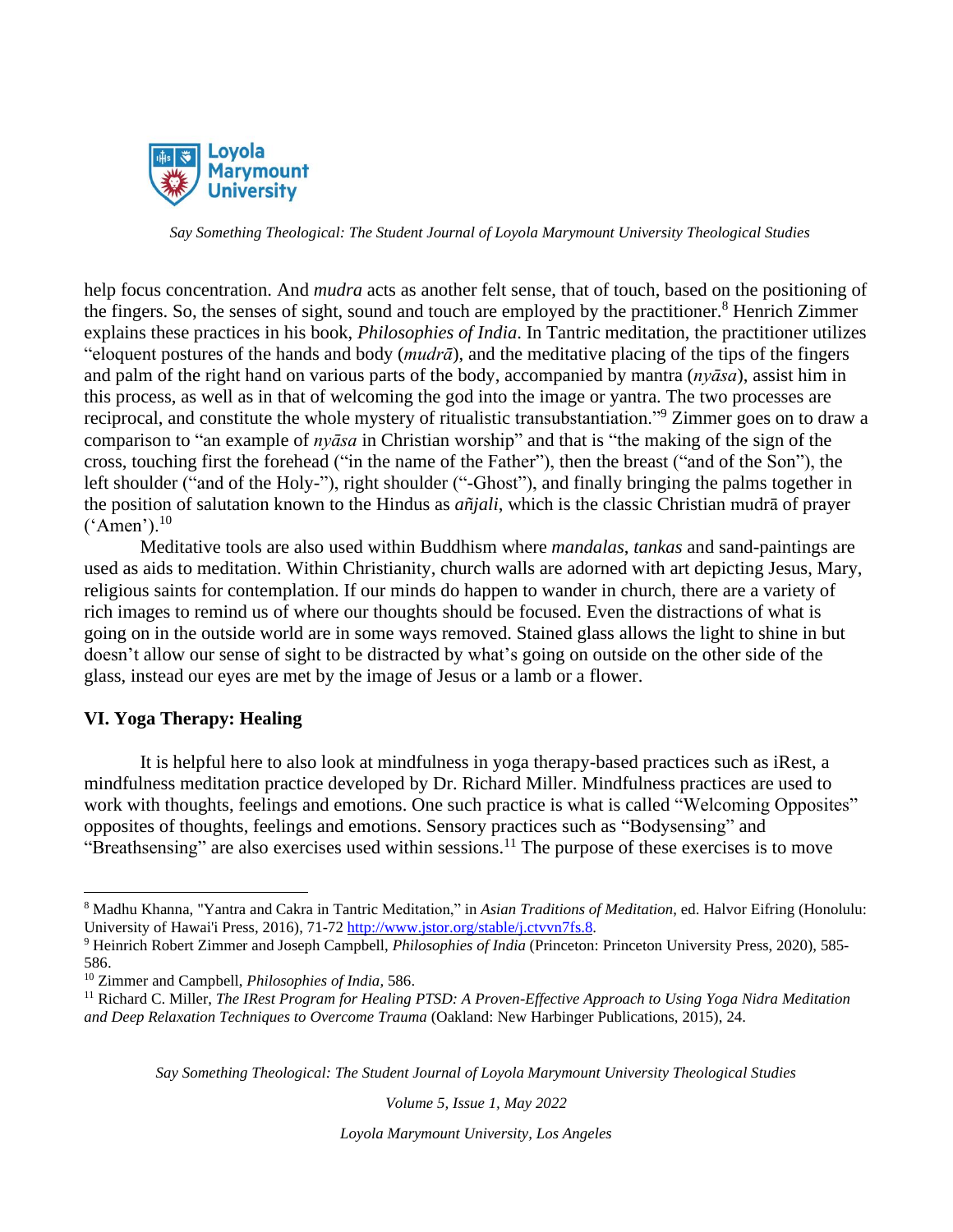help focus concentration. And *mudra* acts as another felt sense, that of touch, based on the positioning of the fingers. So, the senses of sight, sound and touch are employed by the practitioner.[8] Henrich Zimmer explains these practices in his book, *Philosophies of India*. In Tantric meditation, the practitioner utilizes "eloquent postures of the hands and body (*mudrā*), and the meditative placing of the tips of the fingers and palm of the right hand on various parts of the body, accompanied by mantra (*nyāsa*), assist him in this process, as well as in that of welcoming the god into the image or yantra. The two processes are reciprocal, and constitute the whole mystery of ritualistic transubstantiation."[9] Zimmer goes on to draw a comparison to "an example of *nyāsa* in Christian worship" and that is "the making of the sign of the cross, touching first the forehead ("in the name of the Father"), then the breast ("and of the Son"), the left shoulder ("and of the Holy-"), right shoulder ("-Ghost"), and finally bringing the palms together in the position of salutation known to the Hindus as *añjali*, which is the classic Christian mudrā of prayer ('Amen').[10]

Meditative tools are also used within Buddhism where *mandalas*, *tankas* and sand-paintings are used as aids to meditation. Within Christianity, church walls are adorned with art depicting Jesus, Mary, religious saints for contemplation. If our minds do happen to wander in church, there are a variety of rich images to remind us of where our thoughts should be focused. Even the distractions of what is going on in the outside world are in some ways removed. Stained glass allows the light to shine in but doesn't allow our sense of sight to be distracted by what's going on outside on the other side of the glass, instead our eyes are met by the image of Jesus or a lamb or a flower.

## VI. Yoga Therapy: Healing

It is helpful here to also look at mindfulness in yoga therapy-based practices such as iRest, a mindfulness meditation practice developed by Dr. Richard Miller. Mindfulness practices are used to work with thoughts, feelings and emotions. One such practice is what is called "Welcoming Opposites" opposites of thoughts, feelings and emotions. Sensory practices such as "Bodysensing" and "Breathsensing" are also exercises used within sessions.[11] The purpose of these exercises is to move

---

[8] Madhu Khanna, "Yantra and Cakra in Tantric Meditation," in *Asian Traditions of Meditation*, ed. Halvor Eifring (Honolulu: University of Hawai'i Press, 2016), 71-72 http://www.jstor.org/stable/j.ctvvn7fs.8.

[9] Heinrich Robert Zimmer and Joseph Campbell, *Philosophies of India* (Princeton: Princeton University Press, 2020), 585-586.

[10] Zimmer and Campbell, *Philosophies of India,* 586.

[11] Richard C. Miller, *The IRest Program for Healing PTSD: A Proven-Effective Approach to Using Yoga Nidra Meditation and Deep Relaxation Techniques to Overcome Trauma* (Oakland: New Harbinger Publications, 2015), 24.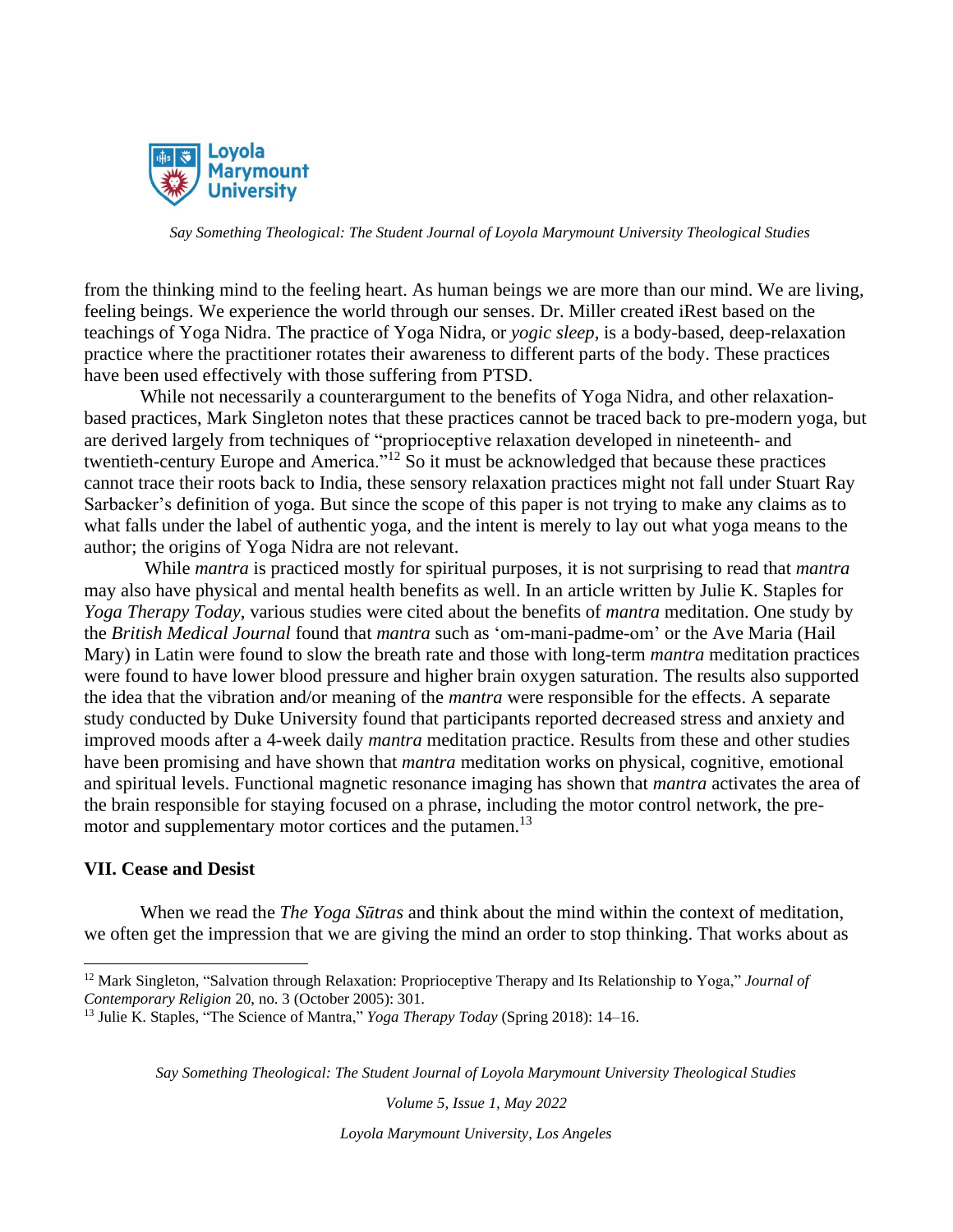from the thinking mind to the feeling heart. As human beings we are more than our mind. We are living, feeling beings. We experience the world through our senses. Dr. Miller created iRest based on the teachings of Yoga Nidra. The practice of Yoga Nidra, or *yogic sleep*, is a body-based, deep-relaxation practice where the practitioner rotates their awareness to different parts of the body. These practices have been used effectively with those suffering from PTSD.

While not necessarily a counterargument to the benefits of Yoga Nidra, and other relaxation-based practices, Mark Singleton notes that these practices cannot be traced back to pre-modern yoga, but are derived largely from techniques of "proprioceptive relaxation developed in nineteenth- and twentieth-century Europe and America."[12] So it must be acknowledged that because these practices cannot trace their roots back to India, these sensory relaxation practices might not fall under Stuart Ray Sarbacker's definition of yoga. But since the scope of this paper is not trying to make any claims as to what falls under the label of authentic yoga, and the intent is merely to lay out what yoga means to the author; the origins of Yoga Nidra are not relevant.

While *mantra* is practiced mostly for spiritual purposes, it is not surprising to read that *mantra* may also have physical and mental health benefits as well. In an article written by Julie K. Staples for *Yoga Therapy Today*, various studies were cited about the benefits of *mantra* meditation. One study by the *British Medical Journal* found that *mantra* such as 'om-mani-padme-om' or the Ave Maria (Hail Mary) in Latin were found to slow the breath rate and those with long-term *mantra* meditation practices were found to have lower blood pressure and higher brain oxygen saturation. The results also supported the idea that the vibration and/or meaning of the *mantra* were responsible for the effects. A separate study conducted by Duke University found that participants reported decreased stress and anxiety and improved moods after a 4-week daily *mantra* meditation practice. Results from these and other studies have been promising and have shown that *mantra* meditation works on physical, cognitive, emotional and spiritual levels. Functional magnetic resonance imaging has shown that *mantra* activates the area of the brain responsible for staying focused on a phrase, including the motor control network, the pre-motor and supplementary motor cortices and the putamen.[13]

## VII. Cease and Desist

When we read the *The Yoga Sūtras* and think about the mind within the context of meditation, we often get the impression that we are giving the mind an order to stop thinking. That works about as

---

[12] Mark Singleton, "Salvation through Relaxation: Proprioceptive Therapy and Its Relationship to Yoga," *Journal of Contemporary Religion* 20, no. 3 (October 2005): 301.

[13] Julie K. Staples, "The Science of Mantra," *Yoga Therapy Today* (Spring 2018): 14–16.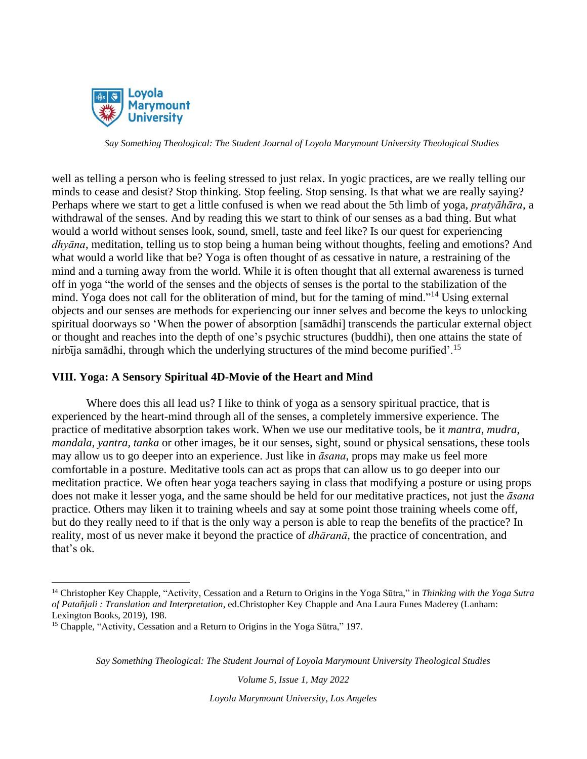well as telling a person who is feeling stressed to just relax. In yogic practices, are we really telling our minds to cease and desist? Stop thinking. Stop feeling. Stop sensing. Is that what we are really saying? Perhaps where we start to get a little confused is when we read about the 5th limb of yoga, *pratyāhāra*, a withdrawal of the senses. And by reading this we start to think of our senses as a bad thing. But what would a world without senses look, sound, smell, taste and feel like? Is our quest for experiencing *dhyāna*, meditation, telling us to stop being a human being without thoughts, feeling and emotions? And what would a world like that be? Yoga is often thought of as cessative in nature, a restraining of the mind and a turning away from the world. While it is often thought that all external awareness is turned off in yoga "the world of the senses and the objects of senses is the portal to the stabilization of the mind. Yoga does not call for the obliteration of mind, but for the taming of mind."[14] Using external objects and our senses are methods for experiencing our inner selves and become the keys to unlocking spiritual doorways so 'When the power of absorption [samādhi] transcends the particular external object or thought and reaches into the depth of one's psychic structures (buddhi), then one attains the state of nirbīja samādhi, through which the underlying structures of the mind become purified'.[15]

## VIII. Yoga: A Sensory Spiritual 4D-Movie of the Heart and Mind

Where does this all lead us? I like to think of yoga as a sensory spiritual practice, that is experienced by the heart-mind through all of the senses, a completely immersive experience. The practice of meditative absorption takes work. When we use our meditative tools, be it *mantra*, *mudra*, *mandala, yantra, tanka* or other images, be it our senses, sight, sound or physical sensations, these tools may allow us to go deeper into an experience. Just like in *āsana*, props may make us feel more comfortable in a posture. Meditative tools can act as props that can allow us to go deeper into our meditation practice. We often hear yoga teachers saying in class that modifying a posture or using props does not make it lesser yoga, and the same should be held for our meditative practices, not just the *āsana* practice. Others may liken it to training wheels and say at some point those training wheels come off, but do they really need to if that is the only way a person is able to reap the benefits of the practice? In reality, most of us never make it beyond the practice of *dhāranā*, the practice of concentration, and that's ok.

---

[14] Christopher Key Chapple, "Activity, Cessation and a Return to Origins in the Yoga Sūtra," in *Thinking with the Yoga Sutra of Patañjali : Translation and Interpretation*, ed.Christopher Key Chapple and Ana Laura Funes Maderey (Lanham: Lexington Books, 2019), 198.

[15] Chapple, "Activity, Cessation and a Return to Origins in the Yoga Sūtra," 197.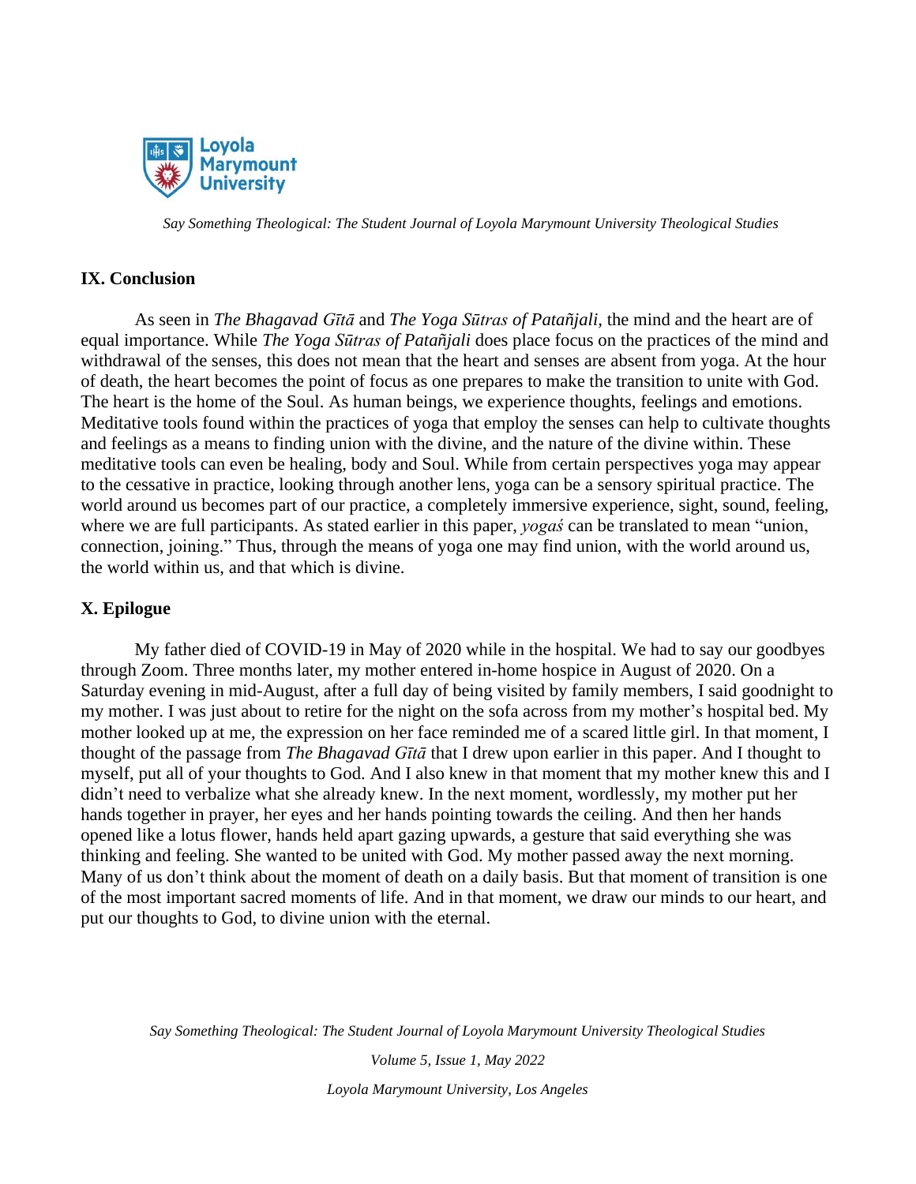## IX. Conclusion

As seen in *The Bhagavad Gītā* and *The Yoga Sūtras of Patañjali*, the mind and the heart are of equal importance. While *The Yoga Sūtras of Patañjali* does place focus on the practices of the mind and withdrawal of the senses, this does not mean that the heart and senses are absent from yoga. At the hour of death, the heart becomes the point of focus as one prepares to make the transition to unite with God. The heart is the home of the Soul. As human beings, we experience thoughts, feelings and emotions. Meditative tools found within the practices of yoga that employ the senses can help to cultivate thoughts and feelings as a means to finding union with the divine, and the nature of the divine within. These meditative tools can even be healing, body and Soul. While from certain perspectives yoga may appear to the cessative in practice, looking through another lens, yoga can be a sensory spiritual practice. The world around us becomes part of our practice, a completely immersive experience, sight, sound, feeling, where we are full participants. As stated earlier in this paper, *yogaś* can be translated to mean "union, connection, joining." Thus, through the means of yoga one may find union, with the world around us, the world within us, and that which is divine.

## X. Epilogue

My father died of COVID-19 in May of 2020 while in the hospital. We had to say our goodbyes through Zoom. Three months later, my mother entered in-home hospice in August of 2020. On a Saturday evening in mid-August, after a full day of being visited by family members, I said goodnight to my mother. I was just about to retire for the night on the sofa across from my mother's hospital bed. My mother looked up at me, the expression on her face reminded me of a scared little girl. In that moment, I thought of the passage from *The Bhagavad Gītā* that I drew upon earlier in this paper. And I thought to myself, put all of your thoughts to God. And I also knew in that moment that my mother knew this and I didn't need to verbalize what she already knew. In the next moment, wordlessly, my mother put her hands together in prayer, her eyes and her hands pointing towards the ceiling. And then her hands opened like a lotus flower, hands held apart gazing upwards, a gesture that said everything she was thinking and feeling. She wanted to be united with God. My mother passed away the next morning. Many of us don't think about the moment of death on a daily basis. But that moment of transition is one of the most important sacred moments of life. And in that moment, we draw our minds to our heart, and put our thoughts to God, to divine union with the eternal.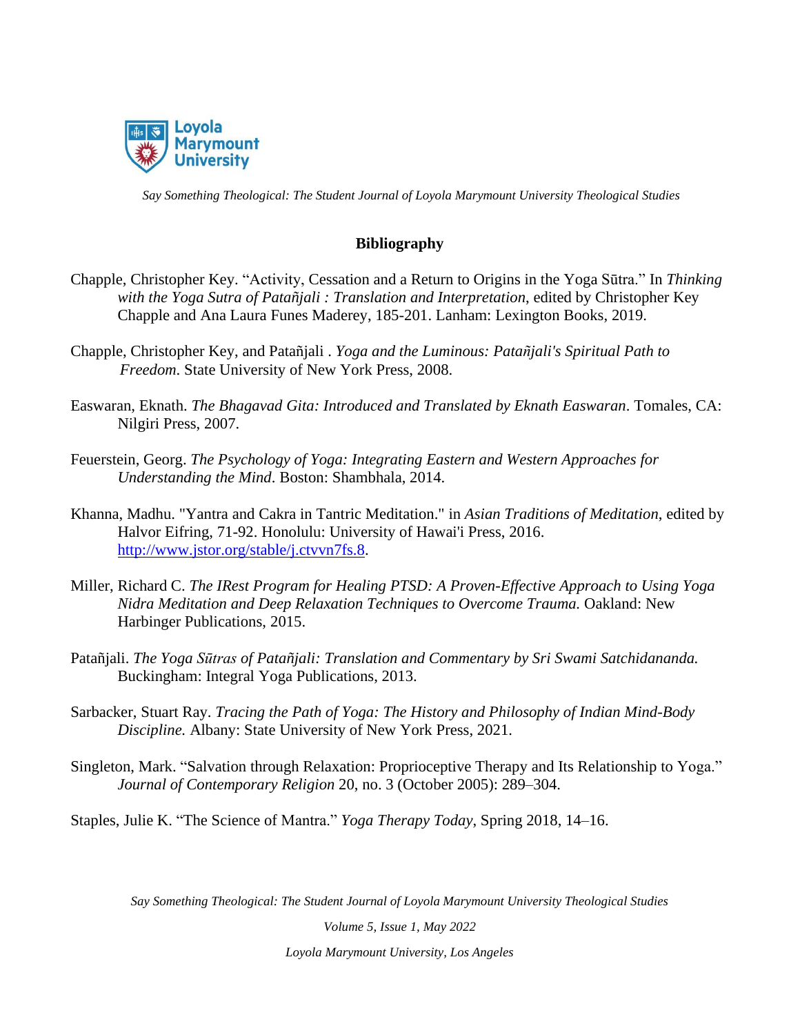## Bibliography

Chapple, Christopher Key. "Activity, Cessation and a Return to Origins in the Yoga Sūtra." In *Thinking with the Yoga Sutra of Patañjali : Translation and Interpretation*, edited by Christopher Key Chapple and Ana Laura Funes Maderey, 185-201. Lanham: Lexington Books, 2019.

Chapple, Christopher Key, and Patañjali . *Yoga and the Luminous: Patañjali's Spiritual Path to Freedom*. State University of New York Press, 2008.

Easwaran, Eknath. *The Bhagavad Gita: Introduced and Translated by Eknath Easwaran*. Tomales, CA: Nilgiri Press, 2007.

Feuerstein, Georg. *The Psychology of Yoga: Integrating Eastern and Western Approaches for Understanding the Mind*. Boston: Shambhala, 2014.

Khanna, Madhu. "Yantra and Cakra in Tantric Meditation." in *Asian Traditions of Meditation*, edited by Halvor Eifring, 71-92. Honolulu: University of Hawai'i Press, 2016. http://www.jstor.org/stable/j.ctvvn7fs.8.

Miller, Richard C. *The IRest Program for Healing PTSD: A Proven-Effective Approach to Using Yoga Nidra Meditation and Deep Relaxation Techniques to Overcome Trauma.* Oakland: New Harbinger Publications, 2015.

Patañjali. *The Yoga Sūtras of Patañjali: Translation and Commentary by Sri Swami Satchidananda.* Buckingham: Integral Yoga Publications, 2013.

Sarbacker, Stuart Ray. *Tracing the Path of Yoga: The History and Philosophy of Indian Mind-Body Discipline.* Albany: State University of New York Press, 2021.

Singleton, Mark. "Salvation through Relaxation: Proprioceptive Therapy and Its Relationship to Yoga." *Journal of Contemporary Religion* 20, no. 3 (October 2005): 289–304.

Staples, Julie K. "The Science of Mantra." *Yoga Therapy Today*, Spring 2018, 14–16.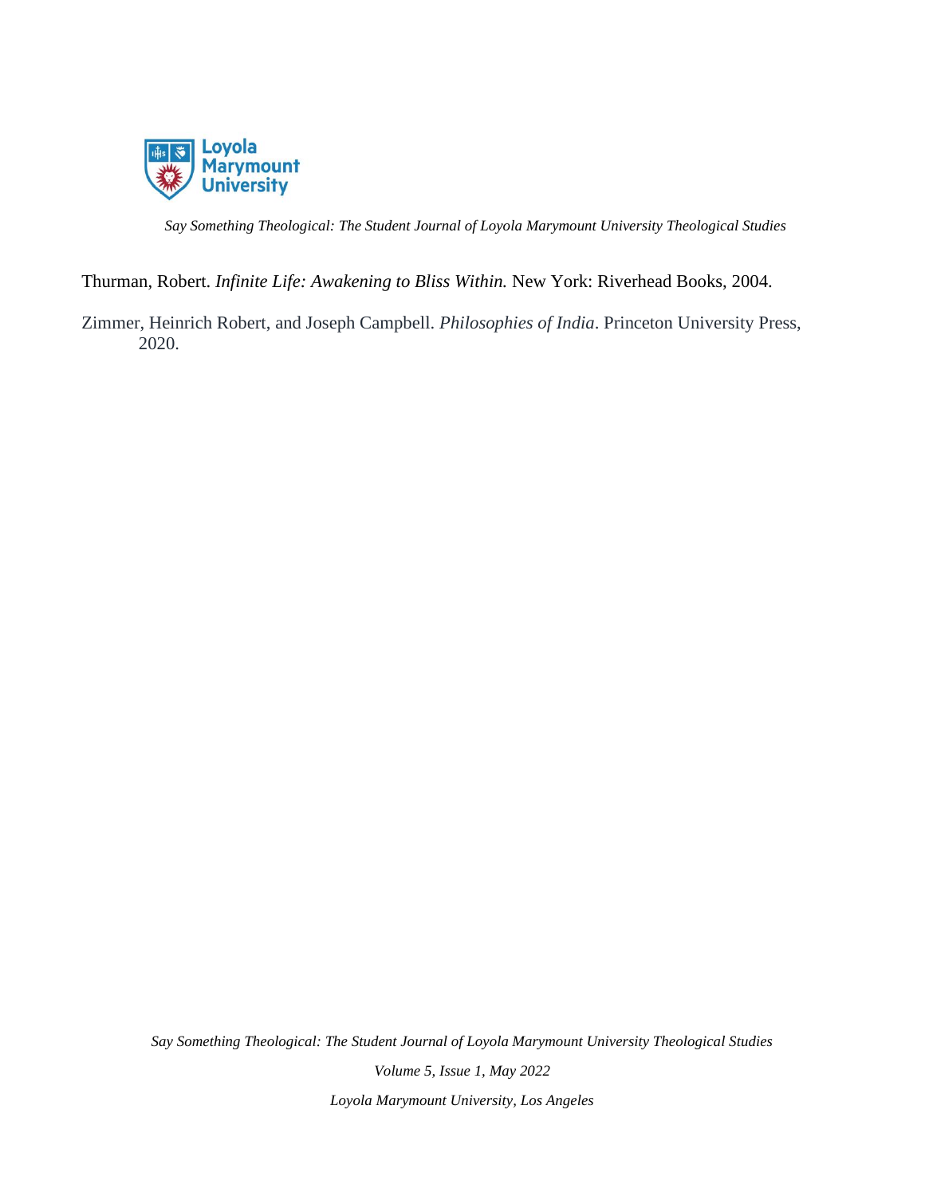Thurman, Robert. *Infinite Life: Awakening to Bliss Within.* New York: Riverhead Books, 2004.

Zimmer, Heinrich Robert, and Joseph Campbell. *Philosophies of India*. Princeton University Press, 2020.